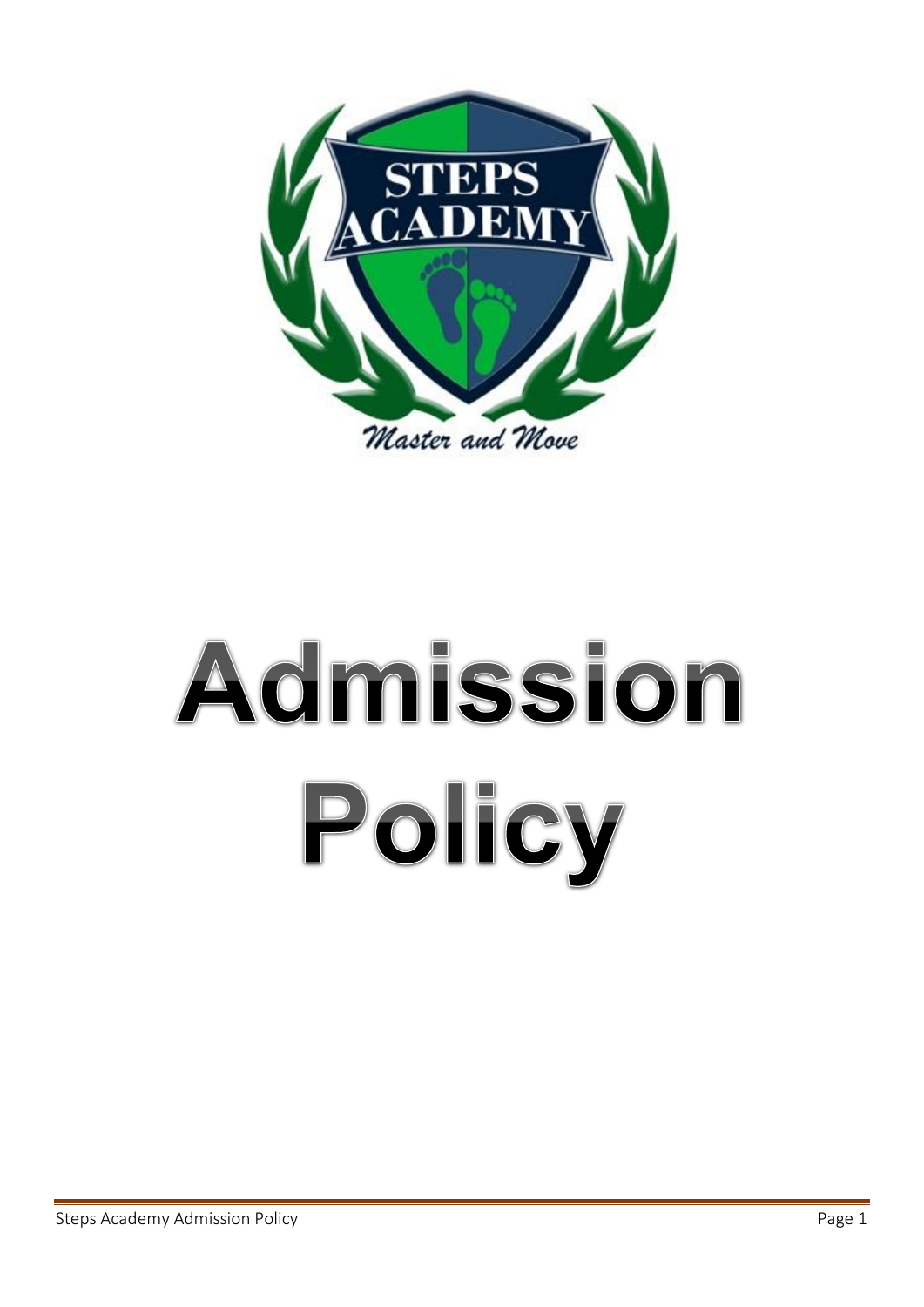# Admission Policy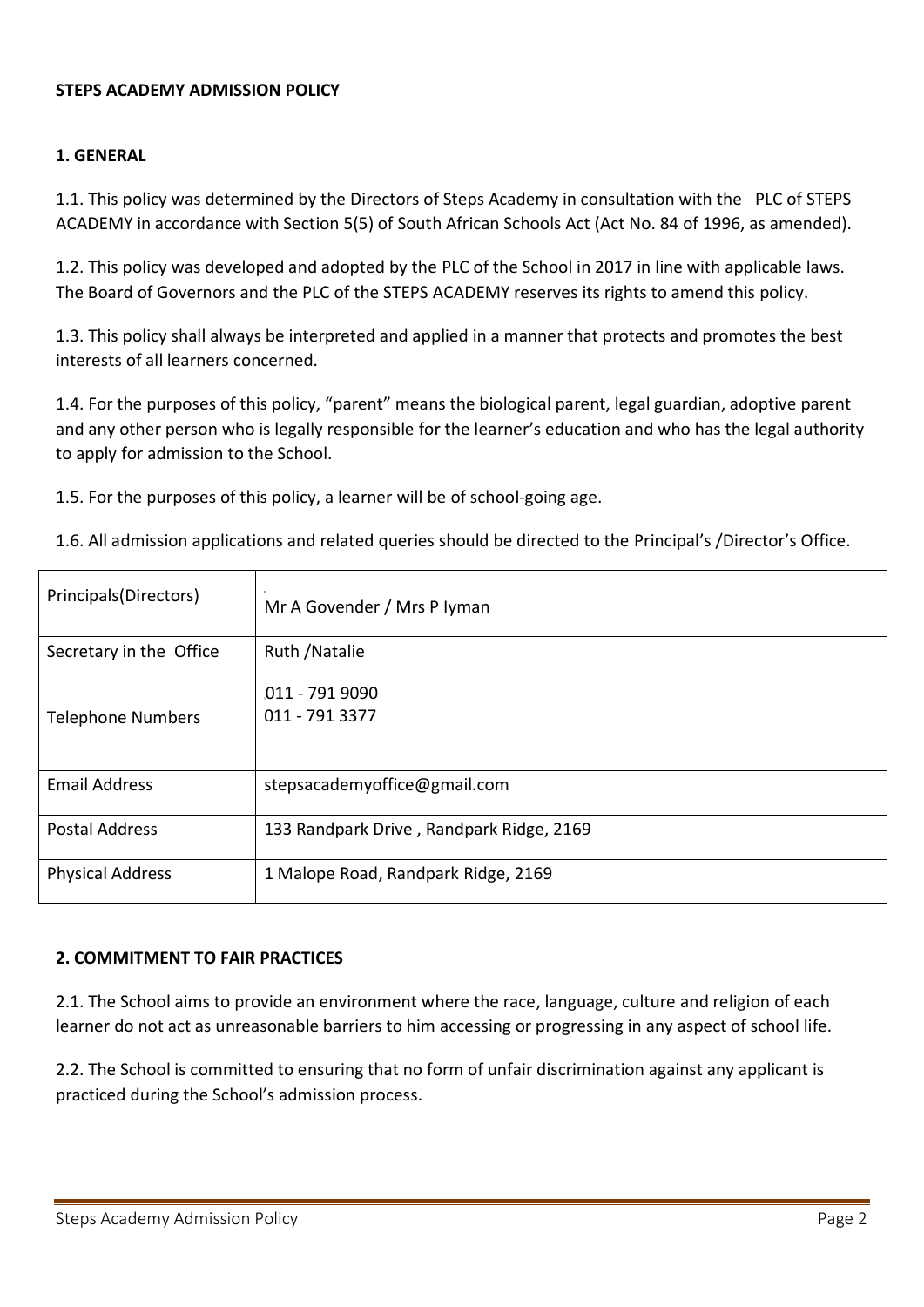**STEPS ACADEMY ADMISSION POLICY**

**1. GENERAL**

1.1. This policy was determined by the Directors of Steps Academy in consultation with the PLC of STEPS ACADEMY in accordance with Section 5(5) of South African Schools Act (Act No. 84 of 1996, as amended).

1.2. This policy was developed and adopted by the PLC of the School in 2017 in line with applicable laws. The Board of Governors and the PLC of the STEPS ACADEMY reserves its rights to amend this policy.

1.3. This policy shall always be interpreted and applied in a manner that protects and promotes the best interests of all learners concerned.

1.4. For the purposes of this policy, "parent" means the biological parent, legal guardian, adoptive parent and any other person who is legally responsible for the learner's education and who has the legal authority to apply for admission to the School.

1.5. For the purposes of this policy, a learner will be of school-going age.

1.6. All admission applications and related queries should be directed to the Principal's /Director's Office.

| Principals(Directors) | Mr A Govender / Mrs P Iyman |
|---|---|
| Secretary in the Office | Ruth /Natalie |
| Telephone Numbers | 011 - 791 9090<br>011 - 791 3377 |
| Email Address | stepsacademyoffice@gmail.com |
| Postal Address | 133 Randpark Drive , Randpark Ridge, 2169 |
| Physical Address | 1 Malope Road, Randpark Ridge, 2169 |

**2. COMMITMENT TO FAIR PRACTICES**

2.1. The School aims to provide an environment where the race, language, culture and religion of each learner do not act as unreasonable barriers to him accessing or progressing in any aspect of school life.

2.2. The School is committed to ensuring that no form of unfair discrimination against any applicant is practiced during the School's admission process.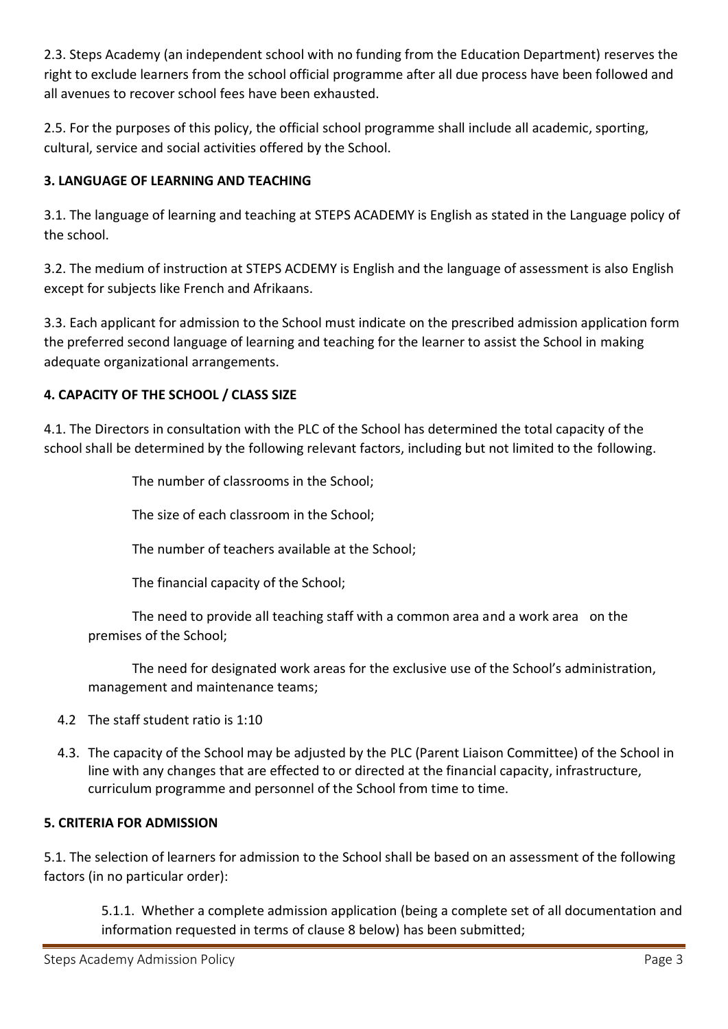2.3. Steps Academy (an independent school with no funding from the Education Department) reserves the right to exclude learners from the school official programme after all due process have been followed and all avenues to recover school fees have been exhausted.

2.5. For the purposes of this policy, the official school programme shall include all academic, sporting, cultural, service and social activities offered by the School.

**3. LANGUAGE OF LEARNING AND TEACHING**

3.1. The language of learning and teaching at STEPS ACADEMY is English as stated in the Language policy of the school.

3.2. The medium of instruction at STEPS ACDEMY is English and the language of assessment is also English except for subjects like French and Afrikaans.

3.3. Each applicant for admission to the School must indicate on the prescribed admission application form the preferred second language of learning and teaching for the learner to assist the School in making adequate organizational arrangements.

**4. CAPACITY OF THE SCHOOL / CLASS SIZE**

4.1. The Directors in consultation with the PLC of the School has determined the total capacity of the school shall be determined by the following relevant factors, including but not limited to the following.

The number of classrooms in the School;

The size of each classroom in the School;

The number of teachers available at the School;

The financial capacity of the School;

The need to provide all teaching staff with a common area and a work area on the premises of the School;

The need for designated work areas for the exclusive use of the School's administration, management and maintenance teams;

4.2 The staff student ratio is 1:10

4.3. The capacity of the School may be adjusted by the PLC (Parent Liaison Committee) of the School in line with any changes that are effected to or directed at the financial capacity, infrastructure, curriculum programme and personnel of the School from time to time.

**5. CRITERIA FOR ADMISSION**

5.1. The selection of learners for admission to the School shall be based on an assessment of the following factors (in no particular order):

5.1.1. Whether a complete admission application (being a complete set of all documentation and information requested in terms of clause 8 below) has been submitted;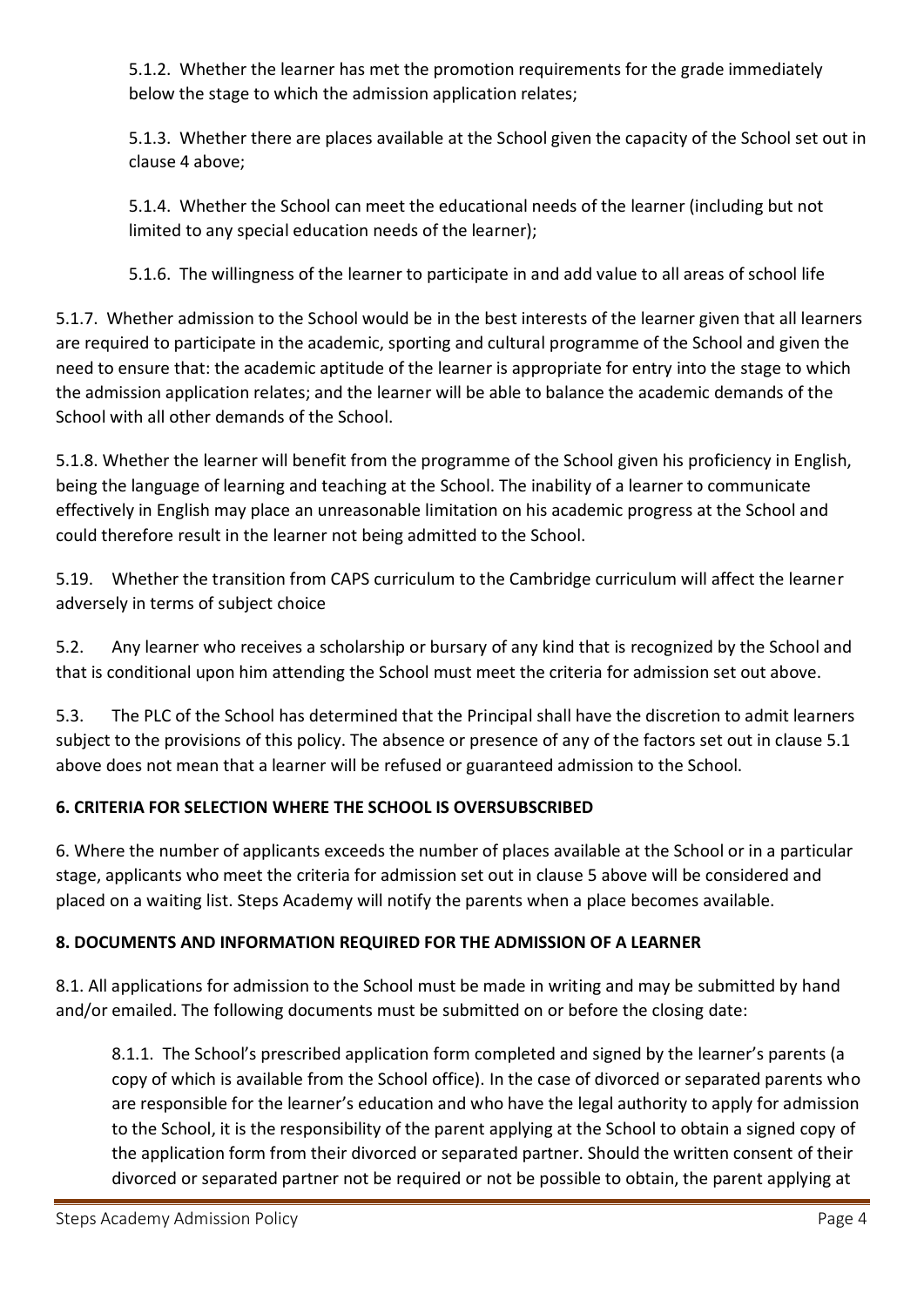5.1.2. Whether the learner has met the promotion requirements for the grade immediately below the stage to which the admission application relates;

5.1.3. Whether there are places available at the School given the capacity of the School set out in clause 4 above;

5.1.4. Whether the School can meet the educational needs of the learner (including but not limited to any special education needs of the learner);

5.1.6. The willingness of the learner to participate in and add value to all areas of school life

5.1.7. Whether admission to the School would be in the best interests of the learner given that all learners are required to participate in the academic, sporting and cultural programme of the School and given the need to ensure that: the academic aptitude of the learner is appropriate for entry into the stage to which the admission application relates; and the learner will be able to balance the academic demands of the School with all other demands of the School.

5.1.8. Whether the learner will benefit from the programme of the School given his proficiency in English, being the language of learning and teaching at the School. The inability of a learner to communicate effectively in English may place an unreasonable limitation on his academic progress at the School and could therefore result in the learner not being admitted to the School.

5.19. Whether the transition from CAPS curriculum to the Cambridge curriculum will affect the learner adversely in terms of subject choice

5.2. Any learner who receives a scholarship or bursary of any kind that is recognized by the School and that is conditional upon him attending the School must meet the criteria for admission set out above.

5.3. The PLC of the School has determined that the Principal shall have the discretion to admit learners subject to the provisions of this policy. The absence or presence of any of the factors set out in clause 5.1 above does not mean that a learner will be refused or guaranteed admission to the School.

**6. CRITERIA FOR SELECTION WHERE THE SCHOOL IS OVERSUBSCRIBED**

6. Where the number of applicants exceeds the number of places available at the School or in a particular stage, applicants who meet the criteria for admission set out in clause 5 above will be considered and placed on a waiting list. Steps Academy will notify the parents when a place becomes available.

**8. DOCUMENTS AND INFORMATION REQUIRED FOR THE ADMISSION OF A LEARNER**

8.1. All applications for admission to the School must be made in writing and may be submitted by hand and/or emailed. The following documents must be submitted on or before the closing date:

8.1.1. The School's prescribed application form completed and signed by the learner's parents (a copy of which is available from the School office). In the case of divorced or separated parents who are responsible for the learner's education and who have the legal authority to apply for admission to the School, it is the responsibility of the parent applying at the School to obtain a signed copy of the application form from their divorced or separated partner. Should the written consent of their divorced or separated partner not be required or not be possible to obtain, the parent applying at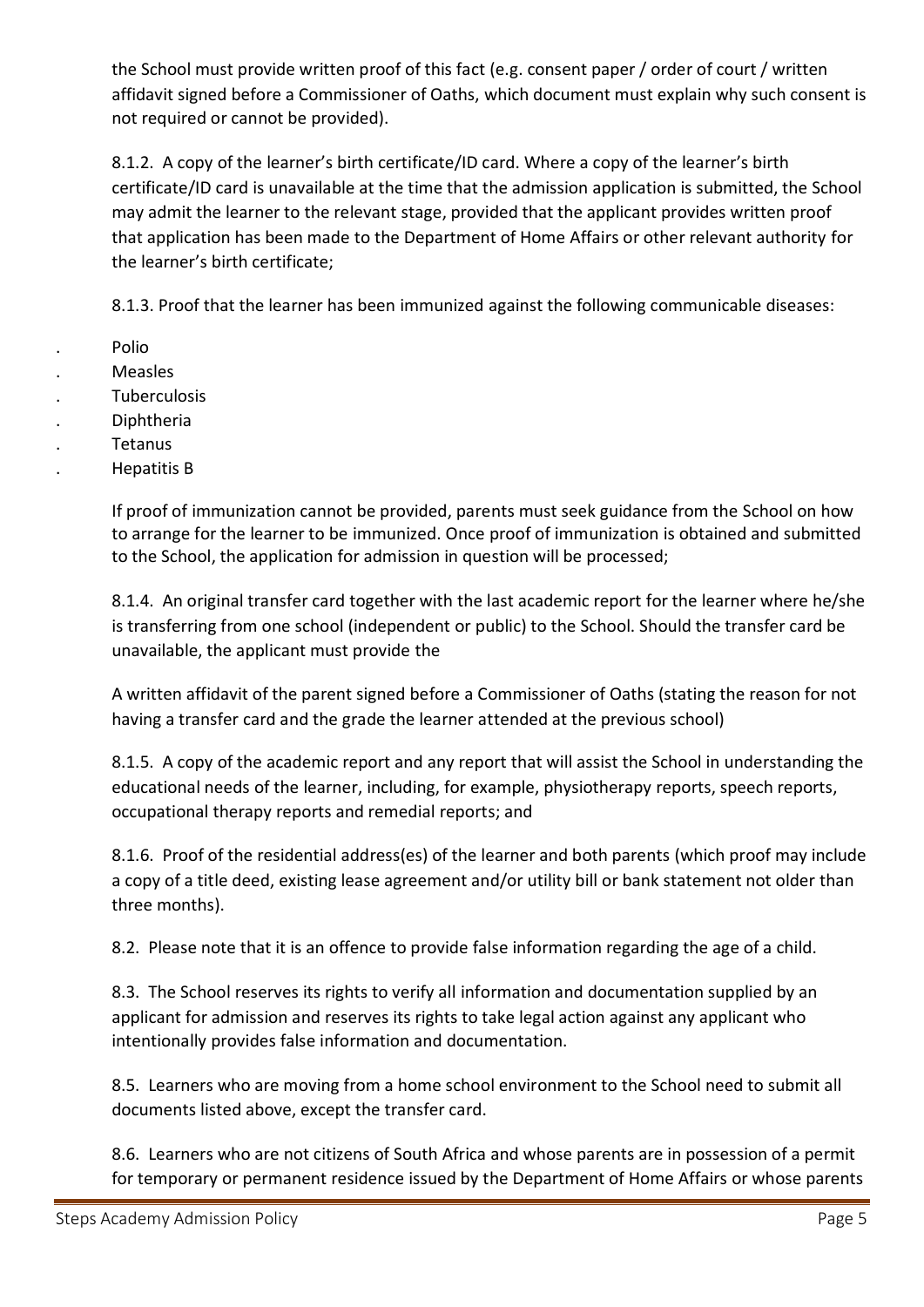the School must provide written proof of this fact (e.g. consent paper / order of court / written affidavit signed before a Commissioner of Oaths, which document must explain why such consent is not required or cannot be provided).

8.1.2. A copy of the learner's birth certificate/ID card. Where a copy of the learner's birth certificate/ID card is unavailable at the time that the admission application is submitted, the School may admit the learner to the relevant stage, provided that the applicant provides written proof that application has been made to the Department of Home Affairs or other relevant authority for the learner's birth certificate;

8.1.3. Proof that the learner has been immunized against the following communicable diseases:

- Polio
- Measles
- Tuberculosis
- Diphtheria
- Tetanus
- Hepatitis B

If proof of immunization cannot be provided, parents must seek guidance from the School on how to arrange for the learner to be immunized. Once proof of immunization is obtained and submitted to the School, the application for admission in question will be processed;

8.1.4. An original transfer card together with the last academic report for the learner where he/she is transferring from one school (independent or public) to the School. Should the transfer card be unavailable, the applicant must provide the

A written affidavit of the parent signed before a Commissioner of Oaths (stating the reason for not having a transfer card and the grade the learner attended at the previous school)

8.1.5. A copy of the academic report and any report that will assist the School in understanding the educational needs of the learner, including, for example, physiotherapy reports, speech reports, occupational therapy reports and remedial reports; and

8.1.6. Proof of the residential address(es) of the learner and both parents (which proof may include a copy of a title deed, existing lease agreement and/or utility bill or bank statement not older than three months).

8.2. Please note that it is an offence to provide false information regarding the age of a child.

8.3. The School reserves its rights to verify all information and documentation supplied by an applicant for admission and reserves its rights to take legal action against any applicant who intentionally provides false information and documentation.

8.5. Learners who are moving from a home school environment to the School need to submit all documents listed above, except the transfer card.

8.6. Learners who are not citizens of South Africa and whose parents are in possession of a permit for temporary or permanent residence issued by the Department of Home Affairs or whose parents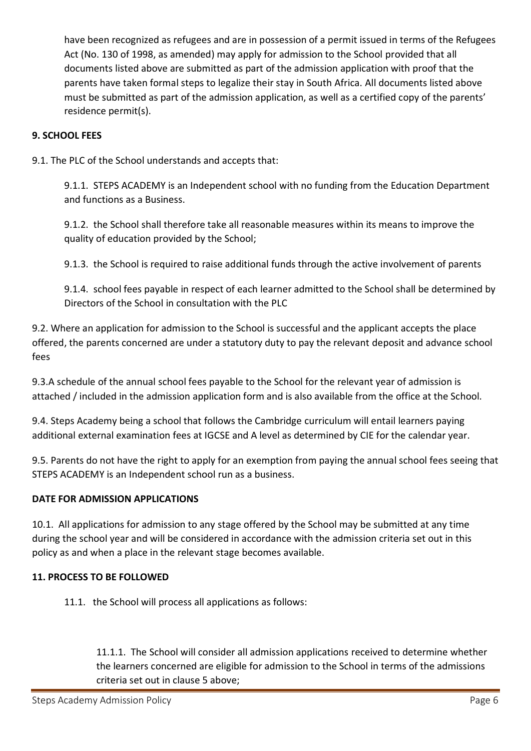have been recognized as refugees and are in possession of a permit issued in terms of the Refugees Act (No. 130 of 1998, as amended) may apply for admission to the School provided that all documents listed above are submitted as part of the admission application with proof that the parents have taken formal steps to legalize their stay in South Africa. All documents listed above must be submitted as part of the admission application, as well as a certified copy of the parents' residence permit(s).

**9. SCHOOL FEES**

9.1. The PLC of the School understands and accepts that:

9.1.1. STEPS ACADEMY is an Independent school with no funding from the Education Department and functions as a Business.

9.1.2. the School shall therefore take all reasonable measures within its means to improve the quality of education provided by the School;

9.1.3. the School is required to raise additional funds through the active involvement of parents

9.1.4. school fees payable in respect of each learner admitted to the School shall be determined by Directors of the School in consultation with the PLC

9.2. Where an application for admission to the School is successful and the applicant accepts the place offered, the parents concerned are under a statutory duty to pay the relevant deposit and advance school fees

9.3.A schedule of the annual school fees payable to the School for the relevant year of admission is attached / included in the admission application form and is also available from the office at the School.

9.4. Steps Academy being a school that follows the Cambridge curriculum will entail learners paying additional external examination fees at IGCSE and A level as determined by CIE for the calendar year.

9.5. Parents do not have the right to apply for an exemption from paying the annual school fees seeing that STEPS ACADEMY is an Independent school run as a business.

**DATE FOR ADMISSION APPLICATIONS**

10.1. All applications for admission to any stage offered by the School may be submitted at any time during the school year and will be considered in accordance with the admission criteria set out in this policy as and when a place in the relevant stage becomes available.

**11. PROCESS TO BE FOLLOWED**

11.1. the School will process all applications as follows:

11.1.1. The School will consider all admission applications received to determine whether the learners concerned are eligible for admission to the School in terms of the admissions criteria set out in clause 5 above;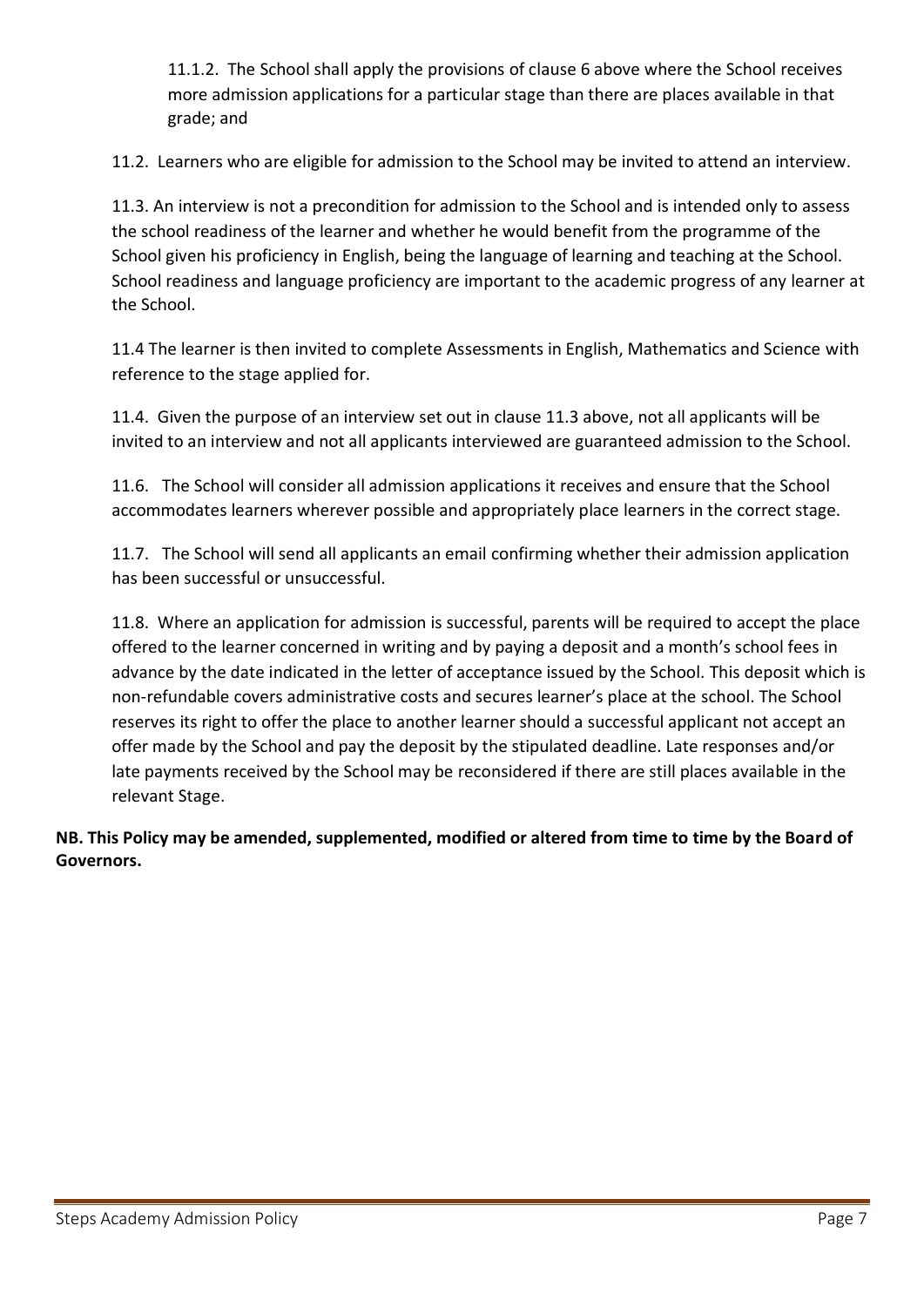11.1.2. The School shall apply the provisions of clause 6 above where the School receives more admission applications for a particular stage than there are places available in that grade; and

11.2. Learners who are eligible for admission to the School may be invited to attend an interview.

11.3. An interview is not a precondition for admission to the School and is intended only to assess the school readiness of the learner and whether he would benefit from the programme of the School given his proficiency in English, being the language of learning and teaching at the School. School readiness and language proficiency are important to the academic progress of any learner at the School.

11.4 The learner is then invited to complete Assessments in English, Mathematics and Science with reference to the stage applied for.

11.4. Given the purpose of an interview set out in clause 11.3 above, not all applicants will be invited to an interview and not all applicants interviewed are guaranteed admission to the School.

11.6. The School will consider all admission applications it receives and ensure that the School accommodates learners wherever possible and appropriately place learners in the correct stage.

11.7. The School will send all applicants an email confirming whether their admission application has been successful or unsuccessful.

11.8. Where an application for admission is successful, parents will be required to accept the place offered to the learner concerned in writing and by paying a deposit and a month's school fees in advance by the date indicated in the letter of acceptance issued by the School. This deposit which is non-refundable covers administrative costs and secures learner's place at the school. The School reserves its right to offer the place to another learner should a successful applicant not accept an offer made by the School and pay the deposit by the stipulated deadline. Late responses and/or late payments received by the School may be reconsidered if there are still places available in the relevant Stage.

**NB. This Policy may be amended, supplemented, modified or altered from time to time by the Board of Governors.**